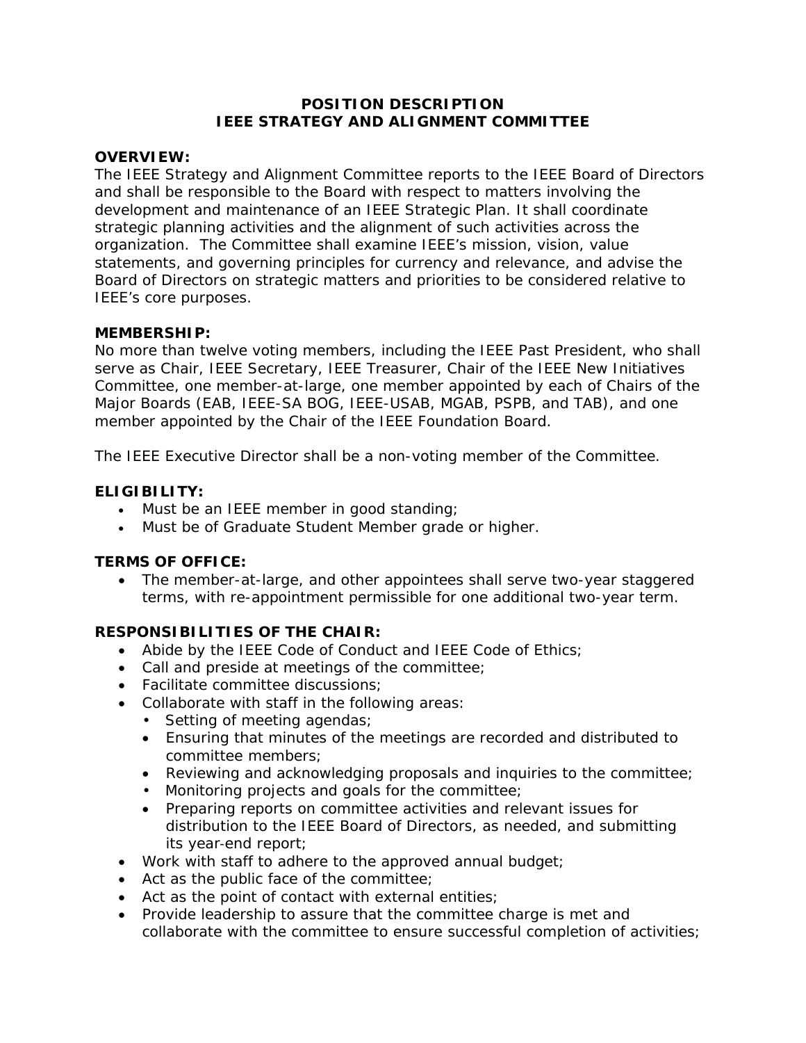# POSITION DESCRIPTION
# IEEE STRATEGY AND ALIGNMENT COMMITTEE

## OVERVIEW:

The IEEE Strategy and Alignment Committee reports to the IEEE Board of Directors and shall be responsible to the Board with respect to matters involving the development and maintenance of an IEEE Strategic Plan. It shall coordinate strategic planning activities and the alignment of such activities across the organization. The Committee shall examine IEEE's mission, vision, value statements, and governing principles for currency and relevance, and advise the Board of Directors on strategic matters and priorities to be considered relative to IEEE's core purposes.

## MEMBERSHIP:

No more than twelve voting members, including the IEEE Past President, who shall serve as Chair, IEEE Secretary, IEEE Treasurer, Chair of the IEEE New Initiatives Committee, one member-at-large, one member appointed by each of Chairs of the Major Boards (EAB, IEEE-SA BOG, IEEE-USAB, MGAB, PSPB, and TAB), and one member appointed by the Chair of the IEEE Foundation Board.

The IEEE Executive Director shall be a non-voting member of the Committee.

## ELIGIBILITY:

- Must be an IEEE member in good standing;
- Must be of Graduate Student Member grade or higher.

## TERMS OF OFFICE:

- The member-at-large, and other appointees shall serve two-year staggered terms, with re-appointment permissible for one additional two-year term.

## RESPONSIBILITIES OF THE CHAIR:

- Abide by the IEEE Code of Conduct and IEEE Code of Ethics;
- Call and preside at meetings of the committee;
- Facilitate committee discussions;
- Collaborate with staff in the following areas:
  - Setting of meeting agendas;
  - Ensuring that minutes of the meetings are recorded and distributed to committee members;
  - Reviewing and acknowledging proposals and inquiries to the committee;
  - Monitoring projects and goals for the committee;
  - Preparing reports on committee activities and relevant issues for distribution to the IEEE Board of Directors, as needed, and submitting its year-end report;
- Work with staff to adhere to the approved annual budget;
- Act as the public face of the committee;
- Act as the point of contact with external entities;
- Provide leadership to assure that the committee charge is met and collaborate with the committee to ensure successful completion of activities;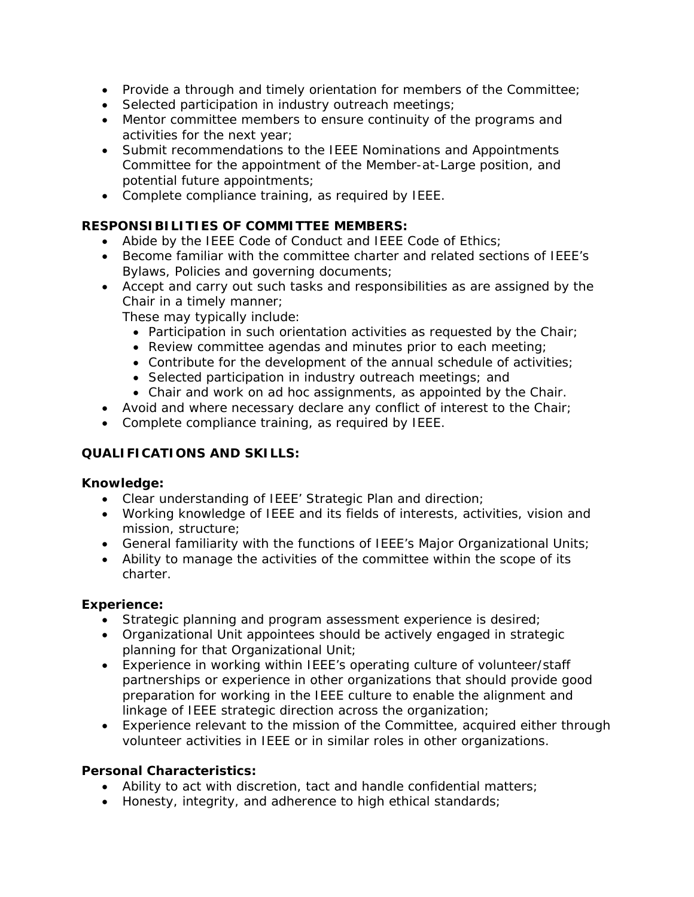- Provide a through and timely orientation for members of the Committee;
- Selected participation in industry outreach meetings;
- Mentor committee members to ensure continuity of the programs and activities for the next year;
- Submit recommendations to the IEEE Nominations and Appointments Committee for the appointment of the Member-at-Large position, and potential future appointments;
- Complete compliance training, as required by IEEE.

**RESPONSIBILITIES OF COMMITTEE MEMBERS:**

- Abide by the IEEE Code of Conduct and IEEE Code of Ethics;
- Become familiar with the committee charter and related sections of IEEE's Bylaws, Policies and governing documents;
- Accept and carry out such tasks and responsibilities as are assigned by the Chair in a timely manner;
  These may typically include:
  - Participation in such orientation activities as requested by the Chair;
  - Review committee agendas and minutes prior to each meeting;
  - Contribute for the development of the annual schedule of activities;
  - Selected participation in industry outreach meetings; and
  - Chair and work on ad hoc assignments, as appointed by the Chair.
- Avoid and where necessary declare any conflict of interest to the Chair;
- Complete compliance training, as required by IEEE.

**QUALIFICATIONS AND SKILLS:**

**Knowledge:**

- Clear understanding of IEEE' Strategic Plan and direction;
- Working knowledge of IEEE and its fields of interests, activities, vision and mission, structure;
- General familiarity with the functions of IEEE's Major Organizational Units;
- Ability to manage the activities of the committee within the scope of its charter.

**Experience:**

- Strategic planning and program assessment experience is desired;
- Organizational Unit appointees should be actively engaged in strategic planning for that Organizational Unit;
- Experience in working within IEEE's operating culture of volunteer/staff partnerships or experience in other organizations that should provide good preparation for working in the IEEE culture to enable the alignment and linkage of IEEE strategic direction across the organization;
- Experience relevant to the mission of the Committee, acquired either through volunteer activities in IEEE or in similar roles in other organizations.

**Personal Characteristics:**

- Ability to act with discretion, tact and handle confidential matters;
- Honesty, integrity, and adherence to high ethical standards;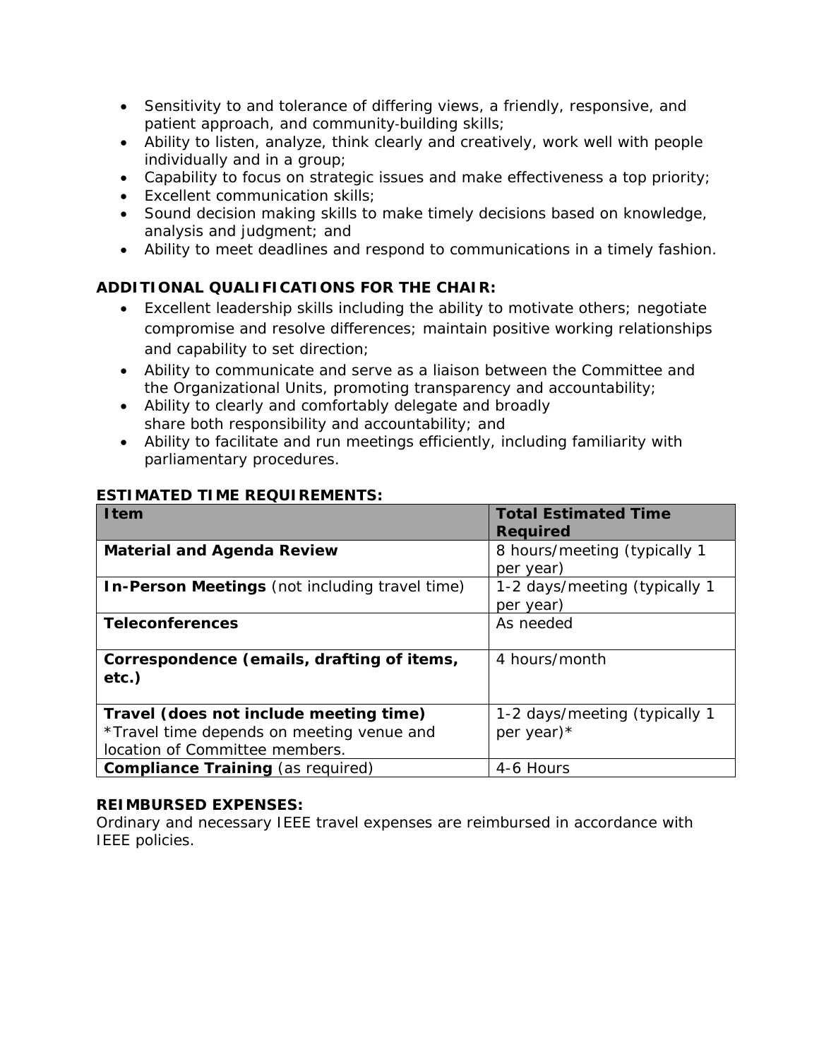- Sensitivity to and tolerance of differing views, a friendly, responsive, and patient approach, and community-building skills;
- Ability to listen, analyze, think clearly and creatively, work well with people individually and in a group;
- Capability to focus on strategic issues and make effectiveness a top priority;
- Excellent communication skills;
- Sound decision making skills to make timely decisions based on knowledge, analysis and judgment; and
- Ability to meet deadlines and respond to communications in a timely fashion.

**ADDITIONAL QUALIFICATIONS FOR THE CHAIR:**

- Excellent leadership skills including the ability to motivate others; negotiate compromise and resolve differences; maintain positive working relationships and capability to set direction;
- Ability to communicate and serve as a liaison between the Committee and the Organizational Units, promoting transparency and accountability;
- Ability to clearly and comfortably delegate and broadly share both responsibility and accountability; and
- Ability to facilitate and run meetings efficiently, including familiarity with parliamentary procedures.

**ESTIMATED TIME REQUIREMENTS:**

| Item | Total Estimated Time Required |
| --- | --- |
| **Material and Agenda Review** | 8 hours/meeting (typically 1 per year) |
| **In-Person Meetings** (not including travel time) | 1-2 days/meeting (typically 1 per year) |
| **Teleconferences** | As needed |
| **Correspondence (emails, drafting of items, etc.)** | 4 hours/month |
| **Travel (does not include meeting time)** *Travel time depends on meeting venue and location of Committee members. | 1-2 days/meeting (typically 1 per year)* |
| **Compliance Training** (as required) | 4-6 Hours |

**REIMBURSED EXPENSES:**

Ordinary and necessary IEEE travel expenses are reimbursed in accordance with IEEE policies.